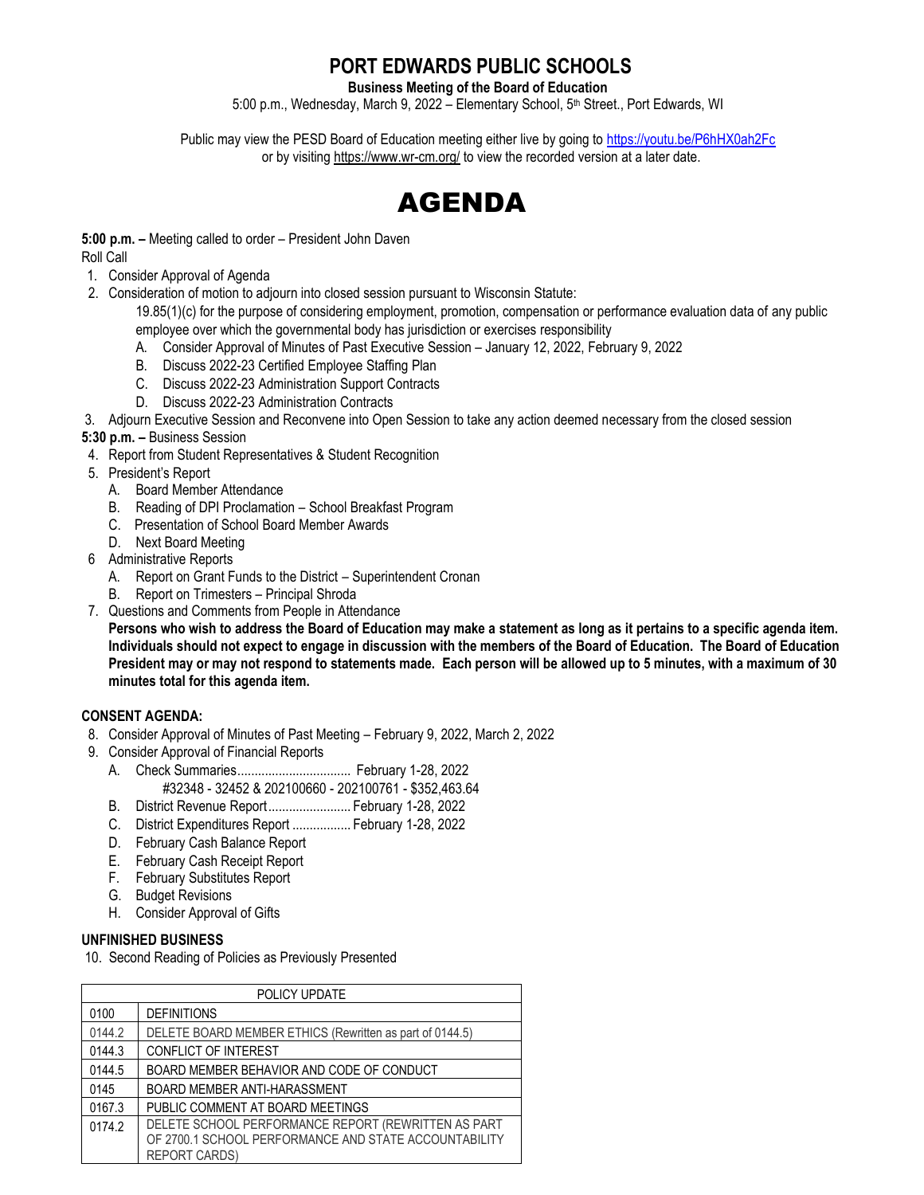# PORT EDWARDS PUBLIC SCHOOLS

**Business Meeting of the Board of Education**

5:00 p.m., Wednesday, March 9, 2022 – Elementary School, 5th Street., Port Edwards, WI

Public may view the PESD Board of Education meeting either live by going to https://youtu.be/P6hHX0ah2Fc or by visiting https://www.wr-cm.org/ to view the recorded version at a later date.

# AGENDA

**5:00 p.m. –** Meeting called to order – President John Daven

Roll Call

1. Consider Approval of Agenda
2. Consideration of motion to adjourn into closed session pursuant to Wisconsin Statute:
   19.85(1)(c) for the purpose of considering employment, promotion, compensation or performance evaluation data of any public employee over which the governmental body has jurisdiction or exercises responsibility
   A. Consider Approval of Minutes of Past Executive Session – January 12, 2022, February 9, 2022
   B. Discuss 2022-23 Certified Employee Staffing Plan
   C. Discuss 2022-23 Administration Support Contracts
   D. Discuss 2022-23 Administration Contracts
3. Adjourn Executive Session and Reconvene into Open Session to take any action deemed necessary from the closed session

**5:30 p.m. –** Business Session

4. Report from Student Representatives & Student Recognition
5. President's Report
   A. Board Member Attendance
   B. Reading of DPI Proclamation – School Breakfast Program
   C. Presentation of School Board Member Awards
   D. Next Board Meeting
6. Administrative Reports
   A. Report on Grant Funds to the District – Superintendent Cronan
   B. Report on Trimesters – Principal Shroda
7. Questions and Comments from People in Attendance
   **Persons who wish to address the Board of Education may make a statement as long as it pertains to a specific agenda item. Individuals should not expect to engage in discussion with the members of the Board of Education. The Board of Education President may or may not respond to statements made. Each person will be allowed up to 5 minutes, with a maximum of 30 minutes total for this agenda item.**

**CONSENT AGENDA:**

8. Consider Approval of Minutes of Past Meeting – February 9, 2022, March 2, 2022
9. Consider Approval of Financial Reports
   A. Check Summaries................................. February 1-28, 2022
      #32348 - 32452 & 202100660 - 202100761 - $352,463.64
   B. District Revenue Report......................... February 1-28, 2022
   C. District Expenditures Report ................. February 1-28, 2022
   D. February Cash Balance Report
   E. February Cash Receipt Report
   F. February Substitutes Report
   G. Budget Revisions
   H. Consider Approval of Gifts

**UNFINISHED BUSINESS**

10. Second Reading of Policies as Previously Presented

| POLICY UPDATE | |
|---|---|
| 0100 | DEFINITIONS |
| 0144.2 | DELETE BOARD MEMBER ETHICS (Rewritten as part of 0144.5) |
| 0144.3 | CONFLICT OF INTEREST |
| 0144.5 | BOARD MEMBER BEHAVIOR AND CODE OF CONDUCT |
| 0145 | BOARD MEMBER ANTI-HARASSMENT |
| 0167.3 | PUBLIC COMMENT AT BOARD MEETINGS |
| 0174.2 | DELETE SCHOOL PERFORMANCE REPORT (REWRITTEN AS PART OF 2700.1 SCHOOL PERFORMANCE AND STATE ACCOUNTABILITY REPORT CARDS) |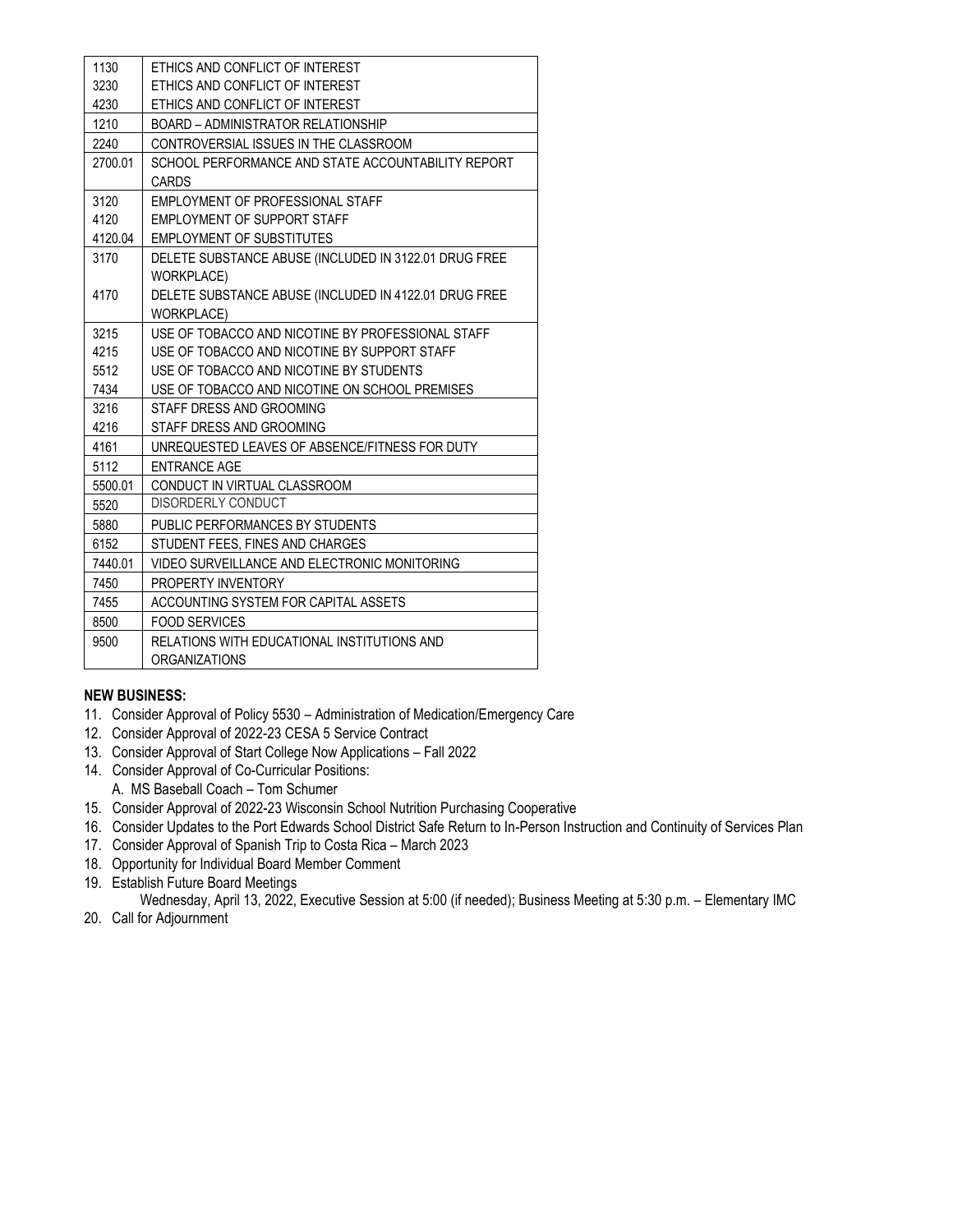| | |
|---|---|
| 1130 | ETHICS AND CONFLICT OF INTEREST |
| 3230 | ETHICS AND CONFLICT OF INTEREST |
| 4230 | ETHICS AND CONFLICT OF INTEREST |
| 1210 | BOARD – ADMINISTRATOR RELATIONSHIP |
| 2240 | CONTROVERSIAL ISSUES IN THE CLASSROOM |
| 2700.01 | SCHOOL PERFORMANCE AND STATE ACCOUNTABILITY REPORT CARDS |
| 3120 | EMPLOYMENT OF PROFESSIONAL STAFF |
| 4120 | EMPLOYMENT OF SUPPORT STAFF |
| 4120.04 | EMPLOYMENT OF SUBSTITUTES |
| 3170 | DELETE SUBSTANCE ABUSE (INCLUDED IN 3122.01 DRUG FREE WORKPLACE) |
| 4170 | DELETE SUBSTANCE ABUSE (INCLUDED IN 4122.01 DRUG FREE WORKPLACE) |
| 3215 | USE OF TOBACCO AND NICOTINE BY PROFESSIONAL STAFF |
| 4215 | USE OF TOBACCO AND NICOTINE BY SUPPORT STAFF |
| 5512 | USE OF TOBACCO AND NICOTINE BY STUDENTS |
| 7434 | USE OF TOBACCO AND NICOTINE ON SCHOOL PREMISES |
| 3216 | STAFF DRESS AND GROOMING |
| 4216 | STAFF DRESS AND GROOMING |
| 4161 | UNREQUESTED LEAVES OF ABSENCE/FITNESS FOR DUTY |
| 5112 | ENTRANCE AGE |
| 5500.01 | CONDUCT IN VIRTUAL CLASSROOM |
| 5520 | DISORDERLY CONDUCT |
| 5880 | PUBLIC PERFORMANCES BY STUDENTS |
| 6152 | STUDENT FEES, FINES AND CHARGES |
| 7440.01 | VIDEO SURVEILLANCE AND ELECTRONIC MONITORING |
| 7450 | PROPERTY INVENTORY |
| 7455 | ACCOUNTING SYSTEM FOR CAPITAL ASSETS |
| 8500 | FOOD SERVICES |
| 9500 | RELATIONS WITH EDUCATIONAL INSTITUTIONS AND ORGANIZATIONS |

**NEW BUSINESS:**

11. Consider Approval of Policy 5530 – Administration of Medication/Emergency Care
12. Consider Approval of 2022-23 CESA 5 Service Contract
13. Consider Approval of Start College Now Applications – Fall 2022
14. Consider Approval of Co-Curricular Positions:
    A. MS Baseball Coach – Tom Schumer
15. Consider Approval of 2022-23 Wisconsin School Nutrition Purchasing Cooperative
16. Consider Updates to the Port Edwards School District Safe Return to In-Person Instruction and Continuity of Services Plan
17. Consider Approval of Spanish Trip to Costa Rica – March 2023
18. Opportunity for Individual Board Member Comment
19. Establish Future Board Meetings
    Wednesday, April 13, 2022, Executive Session at 5:00 (if needed); Business Meeting at 5:30 p.m. – Elementary IMC
20. Call for Adjournment